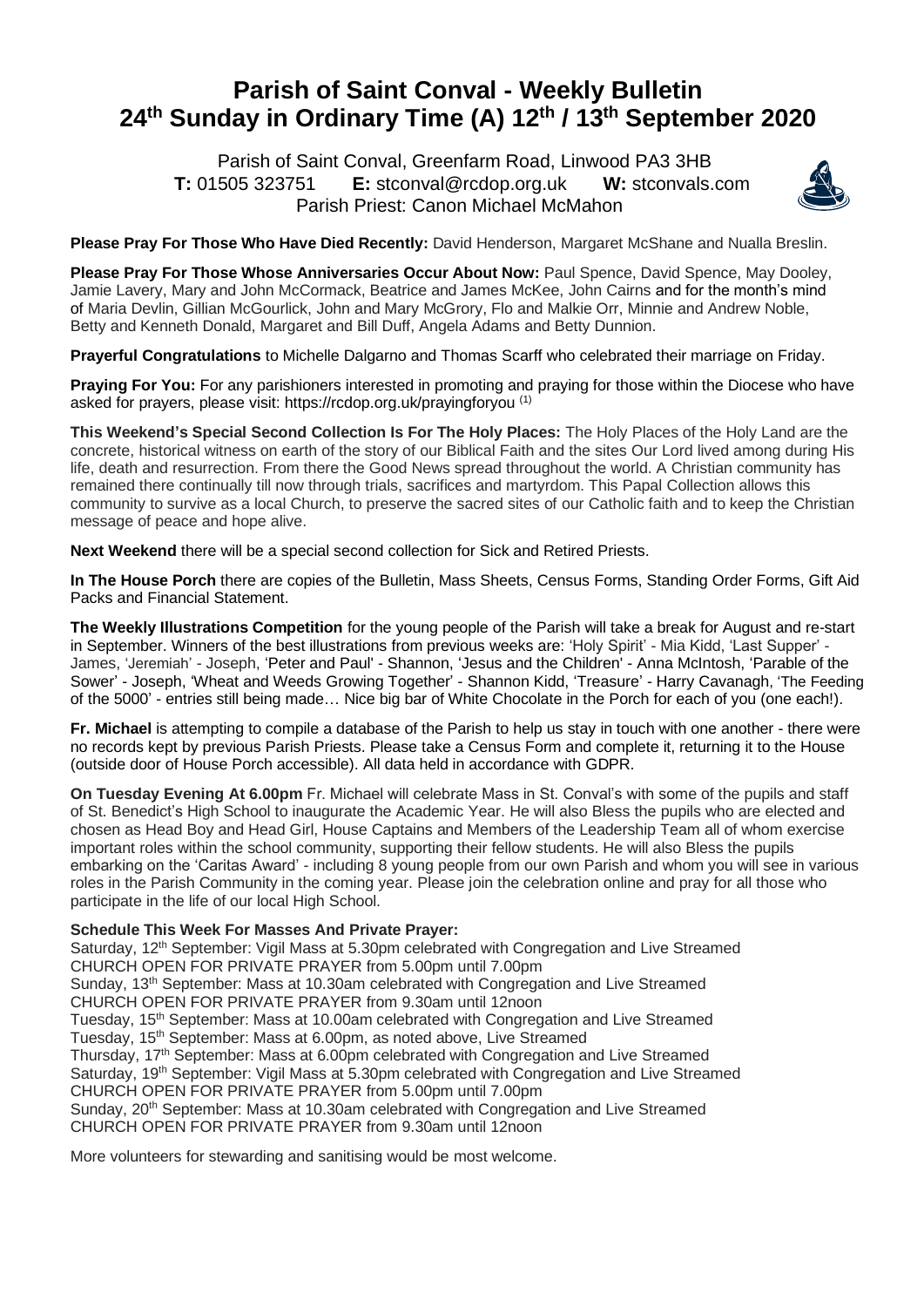# Parish of Saint Conval - Weekly Bulletin
# 24th Sunday in Ordinary Time (A) 12th / 13th September 2020

Parish of Saint Conval, Greenfarm Road, Linwood PA3 3HB
**T:** 01505 323751 **E:** stconval@rcdop.org.uk **W:** stconvals.com
Parish Priest: Canon Michael McMahon

**Please Pray For Those Who Have Died Recently:** David Henderson, Margaret McShane and Nualla Breslin.

**Please Pray For Those Whose Anniversaries Occur About Now:** Paul Spence, David Spence, May Dooley, Jamie Lavery, Mary and John McCormack, Beatrice and James McKee, John Cairns and for the month's mind of Maria Devlin, Gillian McGourlick, John and Mary McGrory, Flo and Malkie Orr, Minnie and Andrew Noble, Betty and Kenneth Donald, Margaret and Bill Duff, Angela Adams and Betty Dunnion.

**Prayerful Congratulations** to Michelle Dalgarno and Thomas Scarff who celebrated their marriage on Friday.

**Praying For You:** For any parishioners interested in promoting and praying for those within the Diocese who have asked for prayers, please visit: https://rcdop.org.uk/prayingforyou (1)

**This Weekend's Special Second Collection Is For The Holy Places:** The Holy Places of the Holy Land are the concrete, historical witness on earth of the story of our Biblical Faith and the sites Our Lord lived among during His life, death and resurrection. From there the Good News spread throughout the world. A Christian community has remained there continually till now through trials, sacrifices and martyrdom. This Papal Collection allows this community to survive as a local Church, to preserve the sacred sites of our Catholic faith and to keep the Christian message of peace and hope alive.

**Next Weekend** there will be a special second collection for Sick and Retired Priests.

**In The House Porch** there are copies of the Bulletin, Mass Sheets, Census Forms, Standing Order Forms, Gift Aid Packs and Financial Statement.

**The Weekly Illustrations Competition** for the young people of the Parish will take a break for August and re-start in September. Winners of the best illustrations from previous weeks are: 'Holy Spirit' - Mia Kidd, 'Last Supper' - James, 'Jeremiah' - Joseph, 'Peter and Paul' - Shannon, 'Jesus and the Children' - Anna McIntosh, 'Parable of the Sower' - Joseph, 'Wheat and Weeds Growing Together' - Shannon Kidd, 'Treasure' - Harry Cavanagh, 'The Feeding of the 5000' - entries still being made… Nice big bar of White Chocolate in the Porch for each of you (one each!).

**Fr. Michael** is attempting to compile a database of the Parish to help us stay in touch with one another - there were no records kept by previous Parish Priests. Please take a Census Form and complete it, returning it to the House (outside door of House Porch accessible). All data held in accordance with GDPR.

**On Tuesday Evening At 6.00pm** Fr. Michael will celebrate Mass in St. Conval's with some of the pupils and staff of St. Benedict's High School to inaugurate the Academic Year. He will also Bless the pupils who are elected and chosen as Head Boy and Head Girl, House Captains and Members of the Leadership Team all of whom exercise important roles within the school community, supporting their fellow students. He will also Bless the pupils embarking on the 'Caritas Award' - including 8 young people from our own Parish and whom you will see in various roles in the Parish Community in the coming year. Please join the celebration online and pray for all those who participate in the life of our local High School.

**Schedule This Week For Masses And Private Prayer:**
Saturday, 12th September: Vigil Mass at 5.30pm celebrated with Congregation and Live Streamed
CHURCH OPEN FOR PRIVATE PRAYER from 5.00pm until 7.00pm
Sunday, 13th September: Mass at 10.30am celebrated with Congregation and Live Streamed
CHURCH OPEN FOR PRIVATE PRAYER from 9.30am until 12noon
Tuesday, 15th September: Mass at 10.00am celebrated with Congregation and Live Streamed
Tuesday, 15th September: Mass at 6.00pm, as noted above, Live Streamed
Thursday, 17th September: Mass at 6.00pm celebrated with Congregation and Live Streamed
Saturday, 19th September: Vigil Mass at 5.30pm celebrated with Congregation and Live Streamed
CHURCH OPEN FOR PRIVATE PRAYER from 5.00pm until 7.00pm
Sunday, 20th September: Mass at 10.30am celebrated with Congregation and Live Streamed
CHURCH OPEN FOR PRIVATE PRAYER from 9.30am until 12noon

More volunteers for stewarding and sanitising would be most welcome.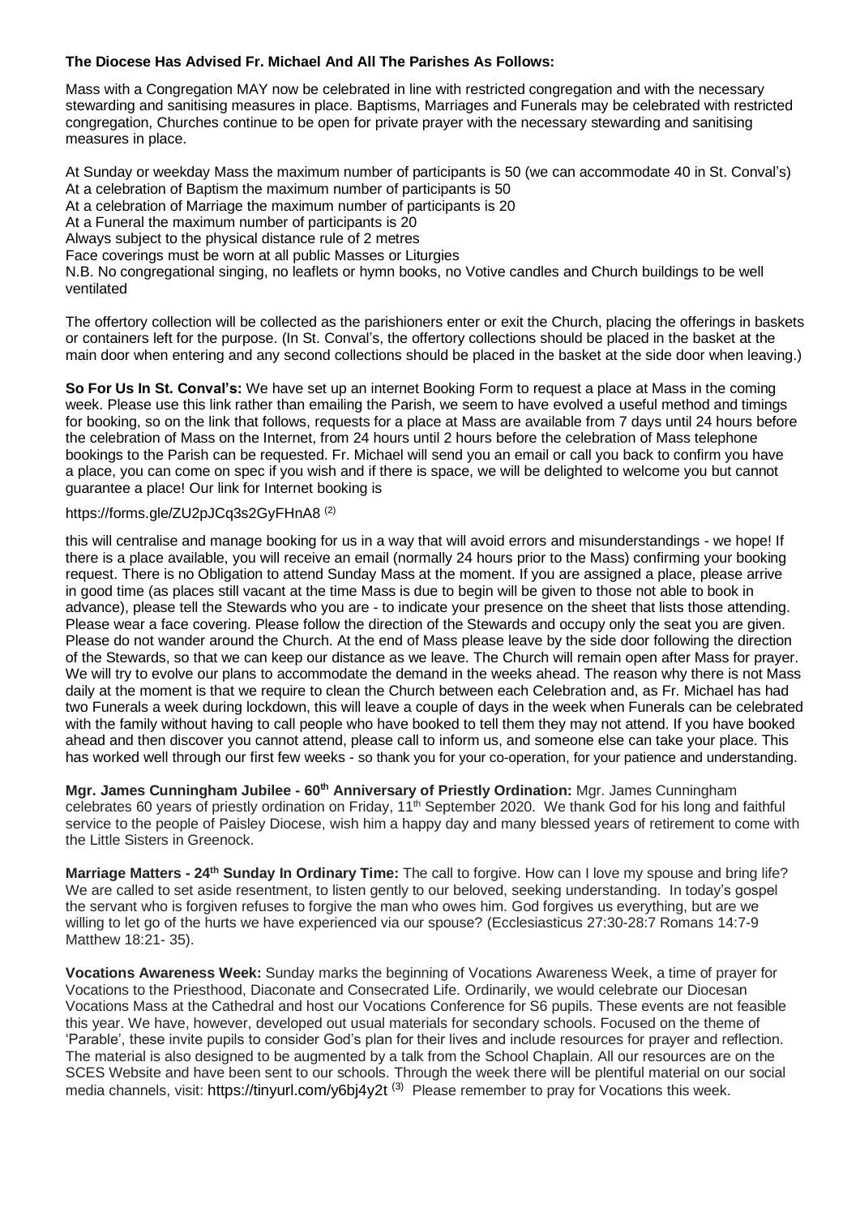**The Diocese Has Advised Fr. Michael And All The Parishes As Follows:**

Mass with a Congregation MAY now be celebrated in line with restricted congregation and with the necessary stewarding and sanitising measures in place. Baptisms, Marriages and Funerals may be celebrated with restricted congregation, Churches continue to be open for private prayer with the necessary stewarding and sanitising measures in place.

At Sunday or weekday Mass the maximum number of participants is 50 (we can accommodate 40 in St. Conval's)
At a celebration of Baptism the maximum number of participants is 50
At a celebration of Marriage the maximum number of participants is 20
At a Funeral the maximum number of participants is 20
Always subject to the physical distance rule of 2 metres
Face coverings must be worn at all public Masses or Liturgies
N.B. No congregational singing, no leaflets or hymn books, no Votive candles and Church buildings to be well ventilated

The offertory collection will be collected as the parishioners enter or exit the Church, placing the offerings in baskets or containers left for the purpose. (In St. Conval's, the offertory collections should be placed in the basket at the main door when entering and any second collections should be placed in the basket at the side door when leaving.)

**So For Us In St. Conval's:** We have set up an internet Booking Form to request a place at Mass in the coming week. Please use this link rather than emailing the Parish, we seem to have evolved a useful method and timings for booking, so on the link that follows, requests for a place at Mass are available from 7 days until 24 hours before the celebration of Mass on the Internet, from 24 hours until 2 hours before the celebration of Mass telephone bookings to the Parish can be requested. Fr. Michael will send you an email or call you back to confirm you have a place, you can come on spec if you wish and if there is space, we will be delighted to welcome you but cannot guarantee a place! Our link for Internet booking is

https://forms.gle/ZU2pJCq3s2GyFHnA8 (2)

this will centralise and manage booking for us in a way that will avoid errors and misunderstandings - we hope! If there is a place available, you will receive an email (normally 24 hours prior to the Mass) confirming your booking request. There is no Obligation to attend Sunday Mass at the moment. If you are assigned a place, please arrive in good time (as places still vacant at the time Mass is due to begin will be given to those not able to book in advance), please tell the Stewards who you are - to indicate your presence on the sheet that lists those attending. Please wear a face covering. Please follow the direction of the Stewards and occupy only the seat you are given. Please do not wander around the Church. At the end of Mass please leave by the side door following the direction of the Stewards, so that we can keep our distance as we leave. The Church will remain open after Mass for prayer. We will try to evolve our plans to accommodate the demand in the weeks ahead. The reason why there is not Mass daily at the moment is that we require to clean the Church between each Celebration and, as Fr. Michael has had two Funerals a week during lockdown, this will leave a couple of days in the week when Funerals can be celebrated with the family without having to call people who have booked to tell them they may not attend. If you have booked ahead and then discover you cannot attend, please call to inform us, and someone else can take your place. This has worked well through our first few weeks - so thank you for your co-operation, for your patience and understanding.

**Mgr. James Cunningham Jubilee - 60th Anniversary of Priestly Ordination:** Mgr. James Cunningham celebrates 60 years of priestly ordination on Friday, 11th September 2020. We thank God for his long and faithful service to the people of Paisley Diocese, wish him a happy day and many blessed years of retirement to come with the Little Sisters in Greenock.

**Marriage Matters - 24th Sunday In Ordinary Time:** The call to forgive. How can I love my spouse and bring life? We are called to set aside resentment, to listen gently to our beloved, seeking understanding. In today's gospel the servant who is forgiven refuses to forgive the man who owes him. God forgives us everything, but are we willing to let go of the hurts we have experienced via our spouse? (Ecclesiasticus 27:30-28:7 Romans 14:7-9 Matthew 18:21- 35).

**Vocations Awareness Week:** Sunday marks the beginning of Vocations Awareness Week, a time of prayer for Vocations to the Priesthood, Diaconate and Consecrated Life. Ordinarily, we would celebrate our Diocesan Vocations Mass at the Cathedral and host our Vocations Conference for S6 pupils. These events are not feasible this year. We have, however, developed out usual materials for secondary schools. Focused on the theme of 'Parable', these invite pupils to consider God's plan for their lives and include resources for prayer and reflection. The material is also designed to be augmented by a talk from the School Chaplain. All our resources are on the SCES Website and have been sent to our schools. Through the week there will be plentiful material on our social media channels, visit: https://tinyurl.com/y6bj4y2t (3) Please remember to pray for Vocations this week.